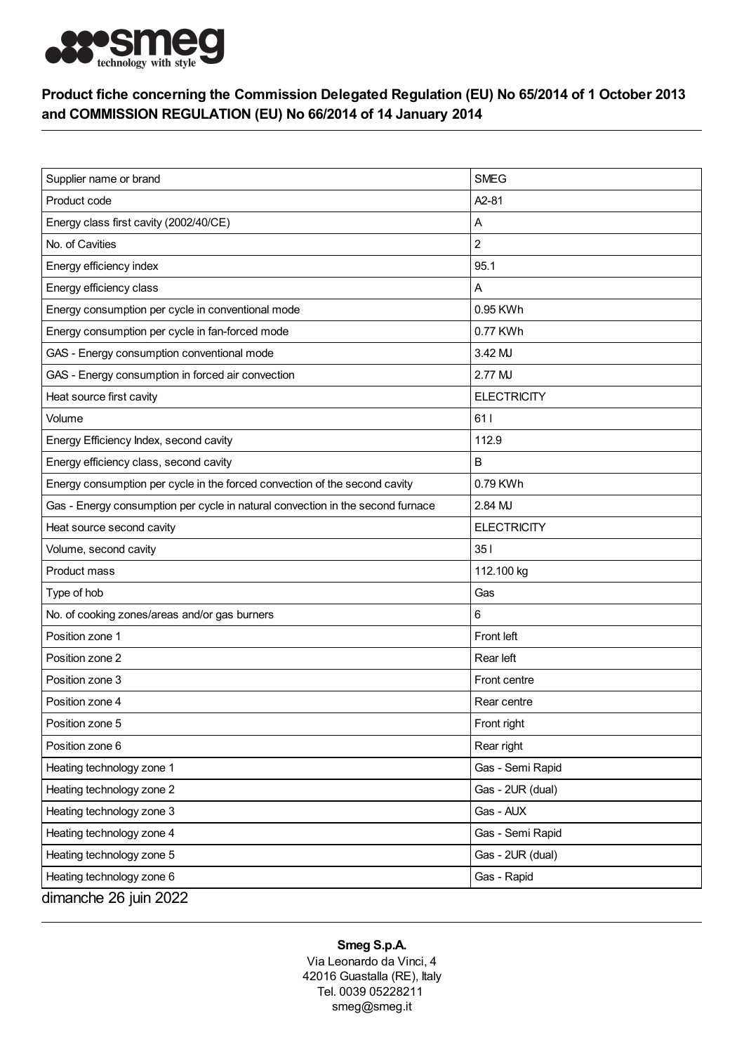**Product fiche concerning the Commission Delegated Regulation (EU) No 65/2014 of 1 October 2013 and COMMISSION REGULATION (EU) No 66/2014 of 14 January 2014**

| | |
|---|---|
| Supplier name or brand | SMEG |
| Product code | A2-81 |
| Energy class first cavity (2002/40/CE) | A |
| No. of Cavities | 2 |
| Energy efficiency index | 95.1 |
| Energy efficiency class | A |
| Energy consumption per cycle in conventional mode | 0.95 KWh |
| Energy consumption per cycle in fan-forced mode | 0.77 KWh |
| GAS - Energy consumption conventional mode | 3.42 MJ |
| GAS - Energy consumption in forced air convection | 2.77 MJ |
| Heat source first cavity | ELECTRICITY |
| Volume | 61 l |
| Energy Efficiency Index, second cavity | 112.9 |
| Energy efficiency class, second cavity | B |
| Energy consumption per cycle in the forced convection of the second cavity | 0.79 KWh |
| Gas - Energy consumption per cycle in natural convection in the second furnace | 2.84 MJ |
| Heat source second cavity | ELECTRICITY |
| Volume, second cavity | 35 l |
| Product mass | 112.100 kg |
| Type of hob | Gas |
| No. of cooking zones/areas and/or gas burners | 6 |
| Position zone 1 | Front left |
| Position zone 2 | Rear left |
| Position zone 3 | Front centre |
| Position zone 4 | Rear centre |
| Position zone 5 | Front right |
| Position zone 6 | Rear right |
| Heating technology zone 1 | Gas - Semi Rapid |
| Heating technology zone 2 | Gas - 2UR (dual) |
| Heating technology zone 3 | Gas - AUX |
| Heating technology zone 4 | Gas - Semi Rapid |
| Heating technology zone 5 | Gas - 2UR (dual) |
| Heating technology zone 6 | Gas - Rapid |

dimanche 26 juin 2022

**Smeg S.p.A.**
Via Leonardo da Vinci, 4
42016 Guastalla (RE), Italy
Tel. 0039 05228211
smeg@smeg.it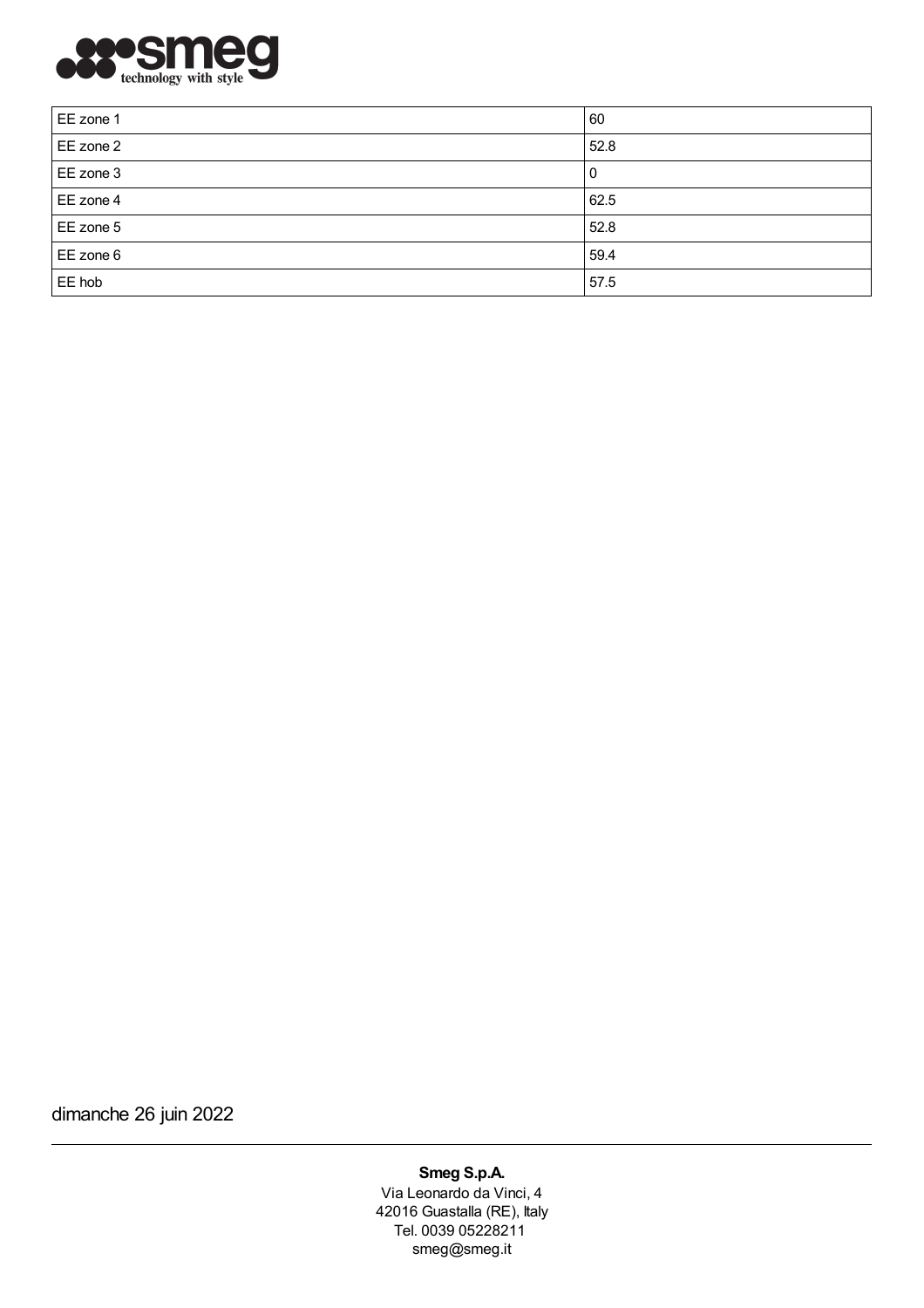| | |
|---|---|
| EE zone 1 | 60 |
| EE zone 2 | 52.8 |
| EE zone 3 | 0 |
| EE zone 4 | 62.5 |
| EE zone 5 | 52.8 |
| EE zone 6 | 59.4 |
| EE hob | 57.5 |

dimanche 26 juin 2022

**Smeg S.p.A.**
Via Leonardo da Vinci, 4
42016 Guastalla (RE), Italy
Tel. 0039 05228211
smeg@smeg.it